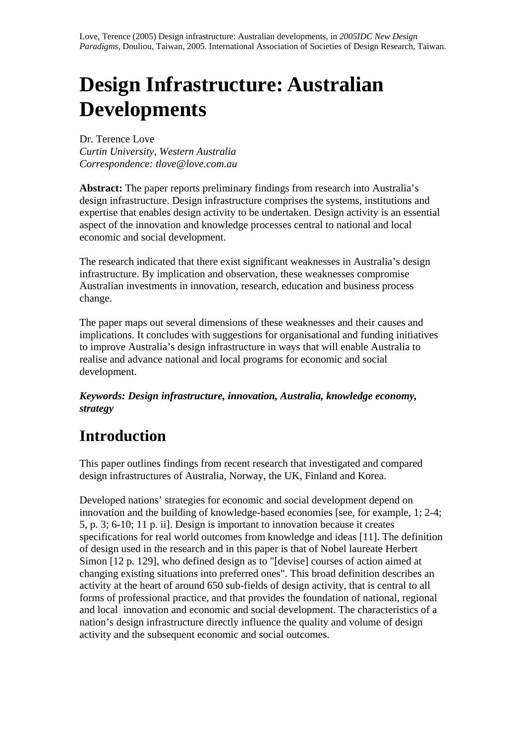Love, Terence (2005) Design infrastructure: Australian developments, in *2005IDC New Design Paradigms*, Douliou, Taiwan, 2005. International Association of Societies of Design Research, Taiwan.

# Design Infrastructure: Australian Developments

Dr. Terence Love
*Curtin University, Western Australia*
*Correspondence: tlove@love.com.au*

**Abstract:** The paper reports preliminary findings from research into Australia's design infrastructure. Design infrastructure comprises the systems, institutions and expertise that enables design activity to be undertaken. Design activity is an essential aspect of the innovation and knowledge processes central to national and local economic and social development.

The research indicated that there exist significant weaknesses in Australia's design infrastructure. By implication and observation, these weaknesses compromise Australian investments in innovation, research, education and business process change.

The paper maps out several dimensions of these weaknesses and their causes and implications. It concludes with suggestions for organisational and funding initiatives to improve Australia's design infrastructure in ways that will enable Australia to realise and advance national and local programs for economic and social development.

***Keywords: Design infrastructure, innovation, Australia, knowledge economy, strategy***

## Introduction

This paper outlines findings from recent research that investigated and compared design infrastructures of Australia, Norway, the UK, Finland and Korea.

Developed nations' strategies for economic and social development depend on innovation and the building of knowledge-based economies [see, for example, 1; 2-4; 5, p. 3; 6-10; 11 p. ii]. Design is important to innovation because it creates specifications for real world outcomes from knowledge and ideas [11]. The definition of design used in the research and in this paper is that of Nobel laureate Herbert Simon [12 p. 129], who defined design as to "[devise] courses of action aimed at changing existing situations into preferred ones". This broad definition describes an activity at the heart of around 650 sub-fields of design activity, that is central to all forms of professional practice, and that provides the foundation of national, regional and local innovation and economic and social development. The characteristics of a nation's design infrastructure directly influence the quality and volume of design activity and the subsequent economic and social outcomes.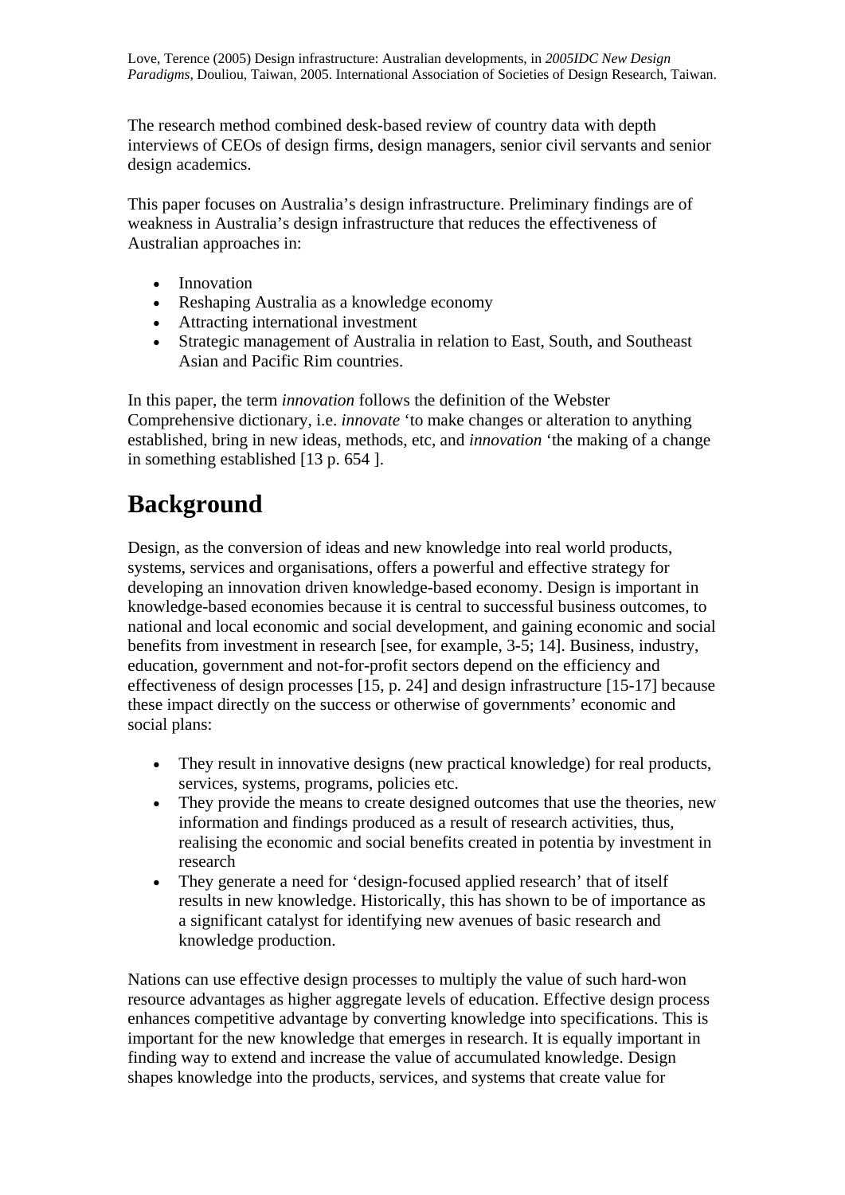The research method combined desk-based review of country data with depth interviews of CEOs of design firms, design managers, senior civil servants and senior design academics.

This paper focuses on Australia's design infrastructure. Preliminary findings are of weakness in Australia's design infrastructure that reduces the effectiveness of Australian approaches in:

- Innovation
- Reshaping Australia as a knowledge economy
- Attracting international investment
- Strategic management of Australia in relation to East, South, and Southeast Asian and Pacific Rim countries.

In this paper, the term *innovation* follows the definition of the Webster Comprehensive dictionary, i.e. *innovate* 'to make changes or alteration to anything established, bring in new ideas, methods, etc, and *innovation* 'the making of a change in something established [13 p. 654 ].

# Background

Design, as the conversion of ideas and new knowledge into real world products, systems, services and organisations, offers a powerful and effective strategy for developing an innovation driven knowledge-based economy. Design is important in knowledge-based economies because it is central to successful business outcomes, to national and local economic and social development, and gaining economic and social benefits from investment in research [see, for example, 3-5; 14]. Business, industry, education, government and not-for-profit sectors depend on the efficiency and effectiveness of design processes [15, p. 24] and design infrastructure [15-17] because these impact directly on the success or otherwise of governments' economic and social plans:

- They result in innovative designs (new practical knowledge) for real products, services, systems, programs, policies etc.
- They provide the means to create designed outcomes that use the theories, new information and findings produced as a result of research activities, thus, realising the economic and social benefits created in potentia by investment in research
- They generate a need for 'design-focused applied research' that of itself results in new knowledge. Historically, this has shown to be of importance as a significant catalyst for identifying new avenues of basic research and knowledge production.

Nations can use effective design processes to multiply the value of such hard-won resource advantages as higher aggregate levels of education. Effective design process enhances competitive advantage by converting knowledge into specifications. This is important for the new knowledge that emerges in research. It is equally important in finding way to extend and increase the value of accumulated knowledge. Design shapes knowledge into the products, services, and systems that create value for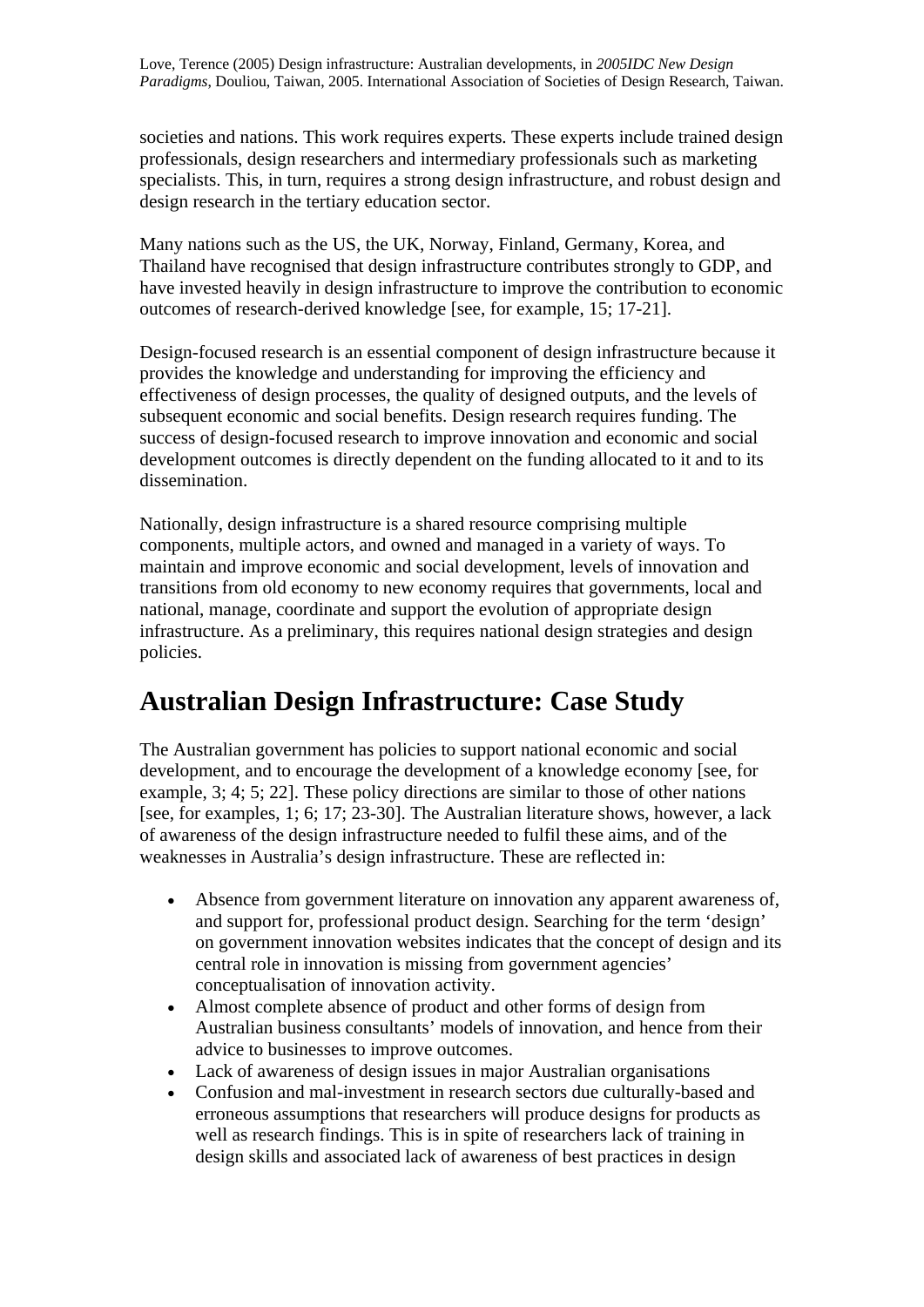societies and nations. This work requires experts. These experts include trained design professionals, design researchers and intermediary professionals such as marketing specialists. This, in turn, requires a strong design infrastructure, and robust design and design research in the tertiary education sector.

Many nations such as the US, the UK, Norway, Finland, Germany, Korea, and Thailand have recognised that design infrastructure contributes strongly to GDP, and have invested heavily in design infrastructure to improve the contribution to economic outcomes of research-derived knowledge [see, for example, 15; 17-21].

Design-focused research is an essential component of design infrastructure because it provides the knowledge and understanding for improving the efficiency and effectiveness of design processes, the quality of designed outputs, and the levels of subsequent economic and social benefits. Design research requires funding. The success of design-focused research to improve innovation and economic and social development outcomes is directly dependent on the funding allocated to it and to its dissemination.

Nationally, design infrastructure is a shared resource comprising multiple components, multiple actors, and owned and managed in a variety of ways. To maintain and improve economic and social development, levels of innovation and transitions from old economy to new economy requires that governments, local and national, manage, coordinate and support the evolution of appropriate design infrastructure. As a preliminary, this requires national design strategies and design policies.

# Australian Design Infrastructure: Case Study

The Australian government has policies to support national economic and social development, and to encourage the development of a knowledge economy [see, for example, 3; 4; 5; 22]. These policy directions are similar to those of other nations [see, for examples, 1; 6; 17; 23-30]. The Australian literature shows, however, a lack of awareness of the design infrastructure needed to fulfil these aims, and of the weaknesses in Australia's design infrastructure. These are reflected in:

- Absence from government literature on innovation any apparent awareness of, and support for, professional product design. Searching for the term 'design' on government innovation websites indicates that the concept of design and its central role in innovation is missing from government agencies' conceptualisation of innovation activity.
- Almost complete absence of product and other forms of design from Australian business consultants' models of innovation, and hence from their advice to businesses to improve outcomes.
- Lack of awareness of design issues in major Australian organisations
- Confusion and mal-investment in research sectors due culturally-based and erroneous assumptions that researchers will produce designs for products as well as research findings. This is in spite of researchers lack of training in design skills and associated lack of awareness of best practices in design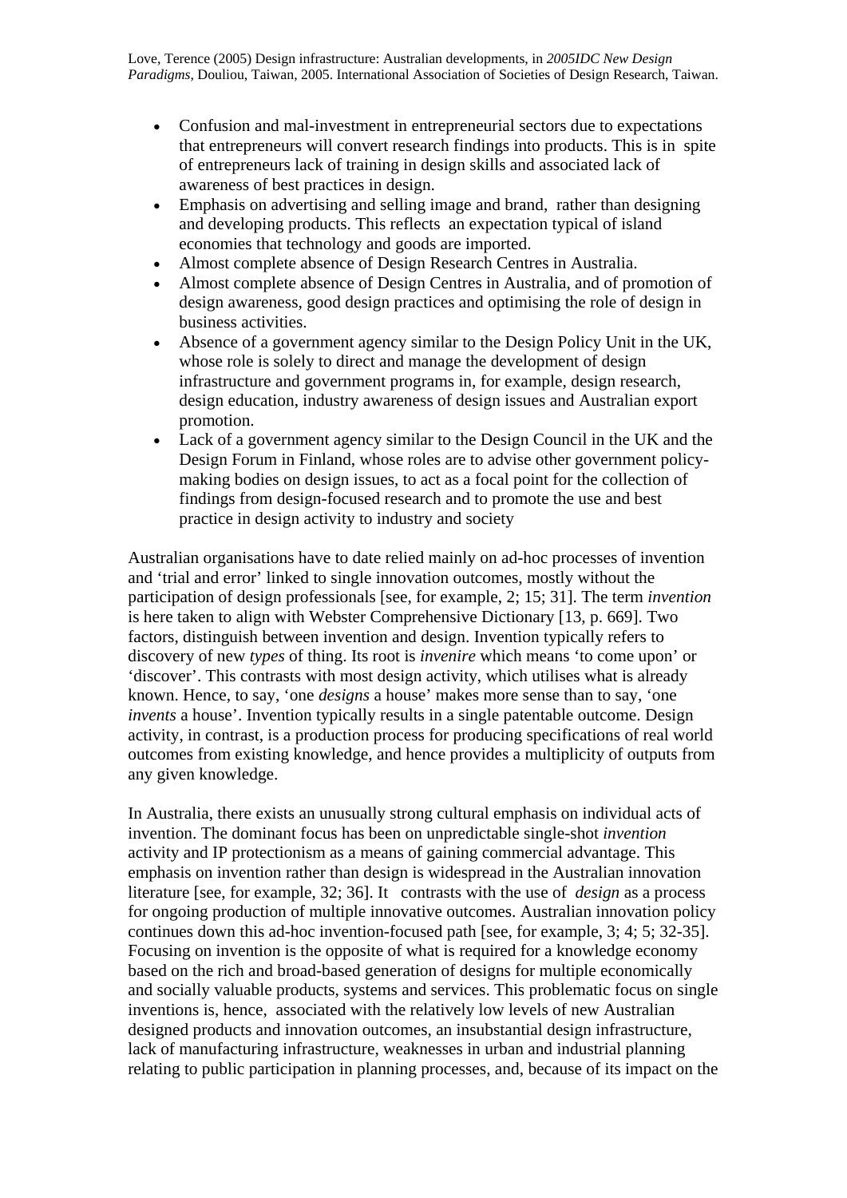- Confusion and mal-investment in entrepreneurial sectors due to expectations that entrepreneurs will convert research findings into products. This is in spite of entrepreneurs lack of training in design skills and associated lack of awareness of best practices in design.
- Emphasis on advertising and selling image and brand, rather than designing and developing products. This reflects an expectation typical of island economies that technology and goods are imported.
- Almost complete absence of Design Research Centres in Australia.
- Almost complete absence of Design Centres in Australia, and of promotion of design awareness, good design practices and optimising the role of design in business activities.
- Absence of a government agency similar to the Design Policy Unit in the UK, whose role is solely to direct and manage the development of design infrastructure and government programs in, for example, design research, design education, industry awareness of design issues and Australian export promotion.
- Lack of a government agency similar to the Design Council in the UK and the Design Forum in Finland, whose roles are to advise other government policy-making bodies on design issues, to act as a focal point for the collection of findings from design-focused research and to promote the use and best practice in design activity to industry and society

Australian organisations have to date relied mainly on ad-hoc processes of invention and 'trial and error' linked to single innovation outcomes, mostly without the participation of design professionals [see, for example, 2; 15; 31]. The term *invention* is here taken to align with Webster Comprehensive Dictionary [13, p. 669]. Two factors, distinguish between invention and design. Invention typically refers to discovery of new *types* of thing. Its root is *invenire* which means 'to come upon' or 'discover'. This contrasts with most design activity, which utilises what is already known. Hence, to say, 'one *designs* a house' makes more sense than to say, 'one *invents* a house'. Invention typically results in a single patentable outcome. Design activity, in contrast, is a production process for producing specifications of real world outcomes from existing knowledge, and hence provides a multiplicity of outputs from any given knowledge.

In Australia, there exists an unusually strong cultural emphasis on individual acts of invention. The dominant focus has been on unpredictable single-shot *invention* activity and IP protectionism as a means of gaining commercial advantage. This emphasis on invention rather than design is widespread in the Australian innovation literature [see, for example, 32; 36]. It contrasts with the use of *design* as a process for ongoing production of multiple innovative outcomes. Australian innovation policy continues down this ad-hoc invention-focused path [see, for example, 3; 4; 5; 32-35]. Focusing on invention is the opposite of what is required for a knowledge economy based on the rich and broad-based generation of designs for multiple economically and socially valuable products, systems and services. This problematic focus on single inventions is, hence, associated with the relatively low levels of new Australian designed products and innovation outcomes, an insubstantial design infrastructure, lack of manufacturing infrastructure, weaknesses in urban and industrial planning relating to public participation in planning processes, and, because of its impact on the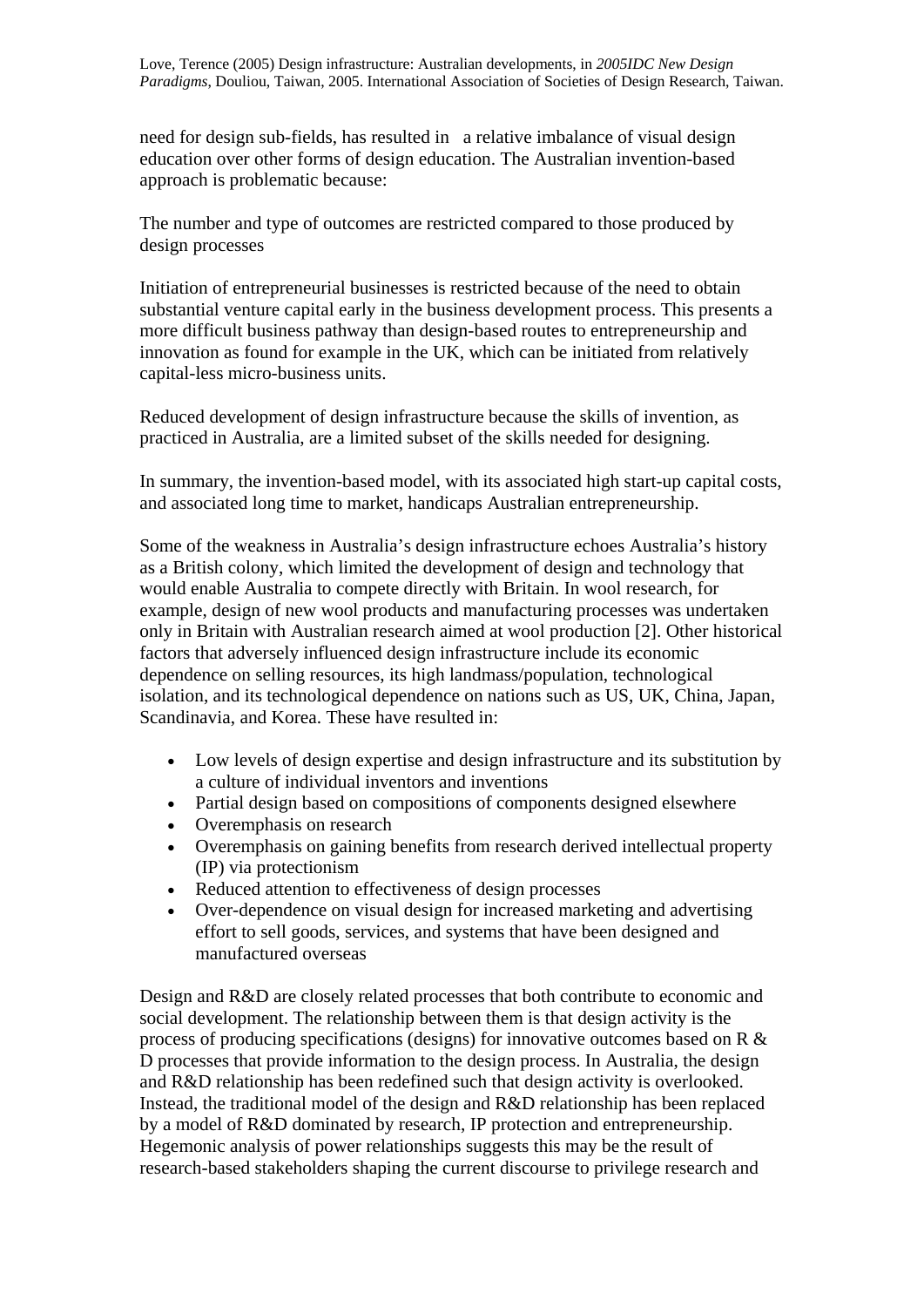need for design sub-fields, has resulted in a relative imbalance of visual design education over other forms of design education. The Australian invention-based approach is problematic because:

The number and type of outcomes are restricted compared to those produced by design processes

Initiation of entrepreneurial businesses is restricted because of the need to obtain substantial venture capital early in the business development process. This presents a more difficult business pathway than design-based routes to entrepreneurship and innovation as found for example in the UK, which can be initiated from relatively capital-less micro-business units.

Reduced development of design infrastructure because the skills of invention, as practiced in Australia, are a limited subset of the skills needed for designing.

In summary, the invention-based model, with its associated high start-up capital costs, and associated long time to market, handicaps Australian entrepreneurship.

Some of the weakness in Australia's design infrastructure echoes Australia's history as a British colony, which limited the development of design and technology that would enable Australia to compete directly with Britain. In wool research, for example, design of new wool products and manufacturing processes was undertaken only in Britain with Australian research aimed at wool production [2]. Other historical factors that adversely influenced design infrastructure include its economic dependence on selling resources, its high landmass/population, technological isolation, and its technological dependence on nations such as US, UK, China, Japan, Scandinavia, and Korea. These have resulted in:

- Low levels of design expertise and design infrastructure and its substitution by a culture of individual inventors and inventions
- Partial design based on compositions of components designed elsewhere
- Overemphasis on research
- Overemphasis on gaining benefits from research derived intellectual property (IP) via protectionism
- Reduced attention to effectiveness of design processes
- Over-dependence on visual design for increased marketing and advertising effort to sell goods, services, and systems that have been designed and manufactured overseas

Design and R&D are closely related processes that both contribute to economic and social development. The relationship between them is that design activity is the process of producing specifications (designs) for innovative outcomes based on R & D processes that provide information to the design process. In Australia, the design and R&D relationship has been redefined such that design activity is overlooked. Instead, the traditional model of the design and R&D relationship has been replaced by a model of R&D dominated by research, IP protection and entrepreneurship. Hegemonic analysis of power relationships suggests this may be the result of research-based stakeholders shaping the current discourse to privilege research and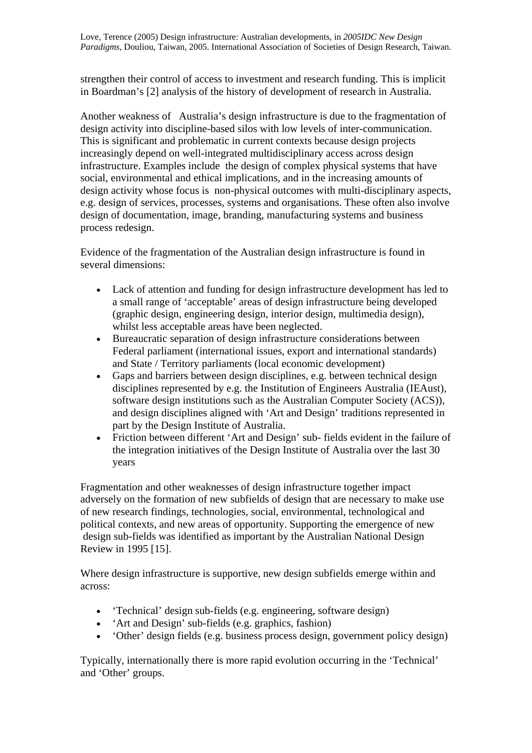strengthen their control of access to investment and research funding. This is implicit in Boardman's [2] analysis of the history of development of research in Australia.

Another weakness of Australia's design infrastructure is due to the fragmentation of design activity into discipline-based silos with low levels of inter-communication. This is significant and problematic in current contexts because design projects increasingly depend on well-integrated multidisciplinary access across design infrastructure. Examples include the design of complex physical systems that have social, environmental and ethical implications, and in the increasing amounts of design activity whose focus is non-physical outcomes with multi-disciplinary aspects, e.g. design of services, processes, systems and organisations. These often also involve design of documentation, image, branding, manufacturing systems and business process redesign.

Evidence of the fragmentation of the Australian design infrastructure is found in several dimensions:

- Lack of attention and funding for design infrastructure development has led to a small range of 'acceptable' areas of design infrastructure being developed (graphic design, engineering design, interior design, multimedia design), whilst less acceptable areas have been neglected.
- Bureaucratic separation of design infrastructure considerations between Federal parliament (international issues, export and international standards) and State / Territory parliaments (local economic development)
- Gaps and barriers between design disciplines, e.g. between technical design disciplines represented by e.g. the Institution of Engineers Australia (IEAust), software design institutions such as the Australian Computer Society (ACS)), and design disciplines aligned with 'Art and Design' traditions represented in part by the Design Institute of Australia.
- Friction between different 'Art and Design' sub- fields evident in the failure of the integration initiatives of the Design Institute of Australia over the last 30 years

Fragmentation and other weaknesses of design infrastructure together impact adversely on the formation of new subfields of design that are necessary to make use of new research findings, technologies, social, environmental, technological and political contexts, and new areas of opportunity. Supporting the emergence of new design sub-fields was identified as important by the Australian National Design Review in 1995 [15].

Where design infrastructure is supportive, new design subfields emerge within and across:

- 'Technical' design sub-fields (e.g. engineering, software design)
- 'Art and Design' sub-fields (e.g. graphics, fashion)
- 'Other' design fields (e.g. business process design, government policy design)

Typically, internationally there is more rapid evolution occurring in the 'Technical' and 'Other' groups.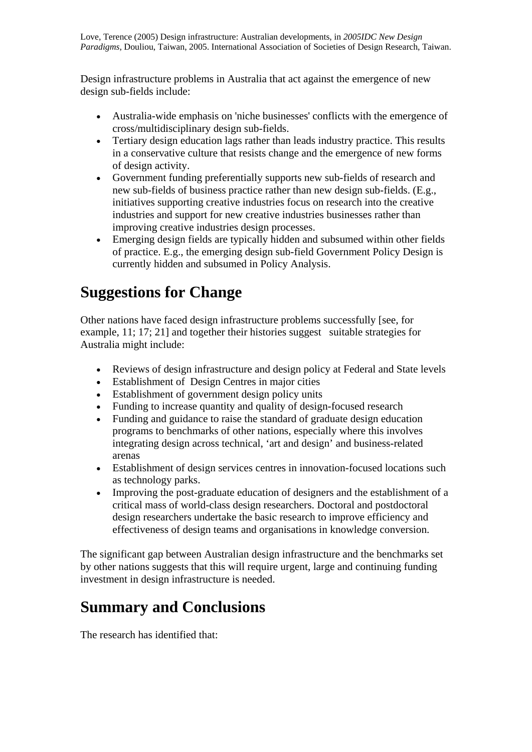Design infrastructure problems in Australia that act against the emergence of new design sub-fields include:

- Australia-wide emphasis on 'niche businesses' conflicts with the emergence of cross/multidisciplinary design sub-fields.
- Tertiary design education lags rather than leads industry practice. This results in a conservative culture that resists change and the emergence of new forms of design activity.
- Government funding preferentially supports new sub-fields of research and new sub-fields of business practice rather than new design sub-fields. (E.g., initiatives supporting creative industries focus on research into the creative industries and support for new creative industries businesses rather than improving creative industries design processes.
- Emerging design fields are typically hidden and subsumed within other fields of practice. E.g., the emerging design sub-field Government Policy Design is currently hidden and subsumed in Policy Analysis.

# Suggestions for Change

Other nations have faced design infrastructure problems successfully [see, for example, 11; 17; 21] and together their histories suggest suitable strategies for Australia might include:

- Reviews of design infrastructure and design policy at Federal and State levels
- Establishment of Design Centres in major cities
- Establishment of government design policy units
- Funding to increase quantity and quality of design-focused research
- Funding and guidance to raise the standard of graduate design education programs to benchmarks of other nations, especially where this involves integrating design across technical, 'art and design' and business-related arenas
- Establishment of design services centres in innovation-focused locations such as technology parks.
- Improving the post-graduate education of designers and the establishment of a critical mass of world-class design researchers. Doctoral and postdoctoral design researchers undertake the basic research to improve efficiency and effectiveness of design teams and organisations in knowledge conversion.

The significant gap between Australian design infrastructure and the benchmarks set by other nations suggests that this will require urgent, large and continuing funding investment in design infrastructure is needed.

# Summary and Conclusions

The research has identified that: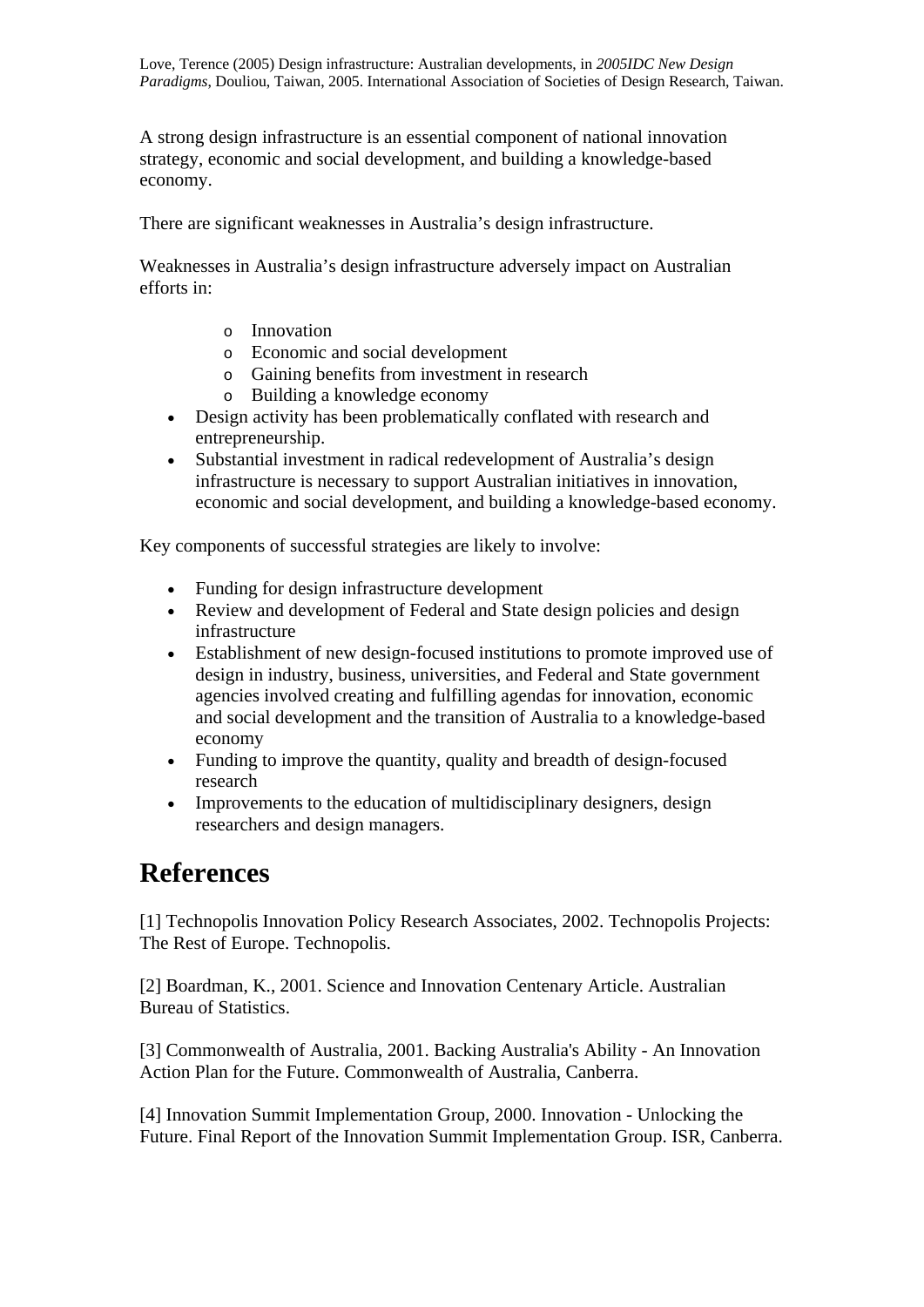A strong design infrastructure is an essential component of national innovation strategy, economic and social development, and building a knowledge-based economy.

There are significant weaknesses in Australia's design infrastructure.

Weaknesses in Australia's design infrastructure adversely impact on Australian efforts in:

- Innovation
- Economic and social development
- Gaining benefits from investment in research
- Building a knowledge economy

- Design activity has been problematically conflated with research and entrepreneurship.
- Substantial investment in radical redevelopment of Australia's design infrastructure is necessary to support Australian initiatives in innovation, economic and social development, and building a knowledge-based economy.

Key components of successful strategies are likely to involve:

- Funding for design infrastructure development
- Review and development of Federal and State design policies and design infrastructure
- Establishment of new design-focused institutions to promote improved use of design in industry, business, universities, and Federal and State government agencies involved creating and fulfilling agendas for innovation, economic and social development and the transition of Australia to a knowledge-based economy
- Funding to improve the quantity, quality and breadth of design-focused research
- Improvements to the education of multidisciplinary designers, design researchers and design managers.

# References

[1] Technopolis Innovation Policy Research Associates, 2002. Technopolis Projects: The Rest of Europe. Technopolis.

[2] Boardman, K., 2001. Science and Innovation Centenary Article. Australian Bureau of Statistics.

[3] Commonwealth of Australia, 2001. Backing Australia's Ability - An Innovation Action Plan for the Future. Commonwealth of Australia, Canberra.

[4] Innovation Summit Implementation Group, 2000. Innovation - Unlocking the Future. Final Report of the Innovation Summit Implementation Group. ISR, Canberra.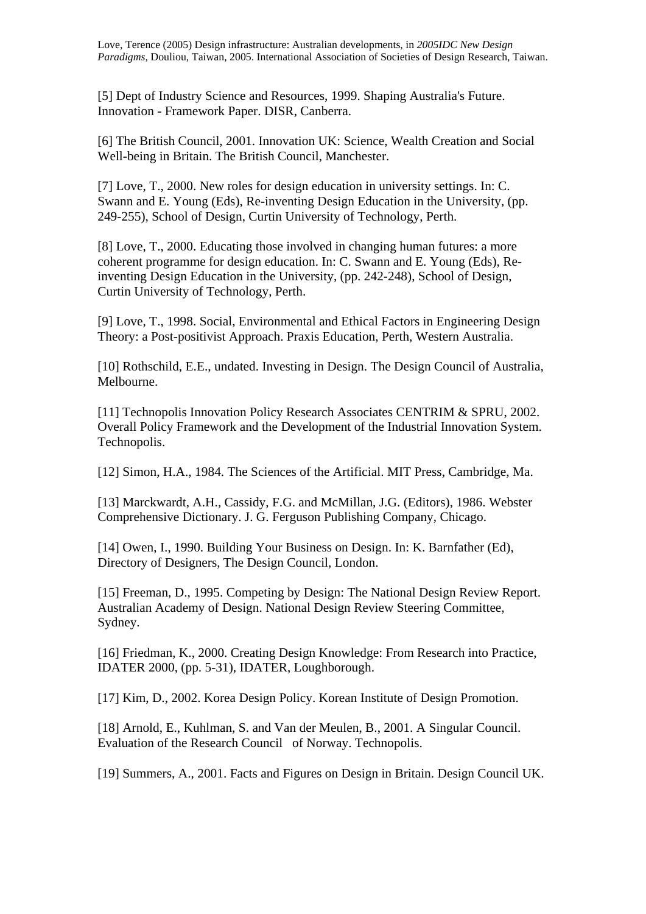[5] Dept of Industry Science and Resources, 1999. Shaping Australia's Future. Innovation - Framework Paper. DISR, Canberra.

[6] The British Council, 2001. Innovation UK: Science, Wealth Creation and Social Well-being in Britain. The British Council, Manchester.

[7] Love, T., 2000. New roles for design education in university settings. In: C. Swann and E. Young (Eds), Re-inventing Design Education in the University, (pp. 249-255), School of Design, Curtin University of Technology, Perth.

[8] Love, T., 2000. Educating those involved in changing human futures: a more coherent programme for design education. In: C. Swann and E. Young (Eds), Re-inventing Design Education in the University, (pp. 242-248), School of Design, Curtin University of Technology, Perth.

[9] Love, T., 1998. Social, Environmental and Ethical Factors in Engineering Design Theory: a Post-positivist Approach. Praxis Education, Perth, Western Australia.

[10] Rothschild, E.E., undated. Investing in Design. The Design Council of Australia, Melbourne.

[11] Technopolis Innovation Policy Research Associates CENTRIM & SPRU, 2002. Overall Policy Framework and the Development of the Industrial Innovation System. Technopolis.

[12] Simon, H.A., 1984. The Sciences of the Artificial. MIT Press, Cambridge, Ma.

[13] Marckwardt, A.H., Cassidy, F.G. and McMillan, J.G. (Editors), 1986. Webster Comprehensive Dictionary. J. G. Ferguson Publishing Company, Chicago.

[14] Owen, I., 1990. Building Your Business on Design. In: K. Barnfather (Ed), Directory of Designers, The Design Council, London.

[15] Freeman, D., 1995. Competing by Design: The National Design Review Report. Australian Academy of Design. National Design Review Steering Committee, Sydney.

[16] Friedman, K., 2000. Creating Design Knowledge: From Research into Practice, IDATER 2000, (pp. 5-31), IDATER, Loughborough.

[17] Kim, D., 2002. Korea Design Policy. Korean Institute of Design Promotion.

[18] Arnold, E., Kuhlman, S. and Van der Meulen, B., 2001. A Singular Council. Evaluation of the Research Council of Norway. Technopolis.

[19] Summers, A., 2001. Facts and Figures on Design in Britain. Design Council UK.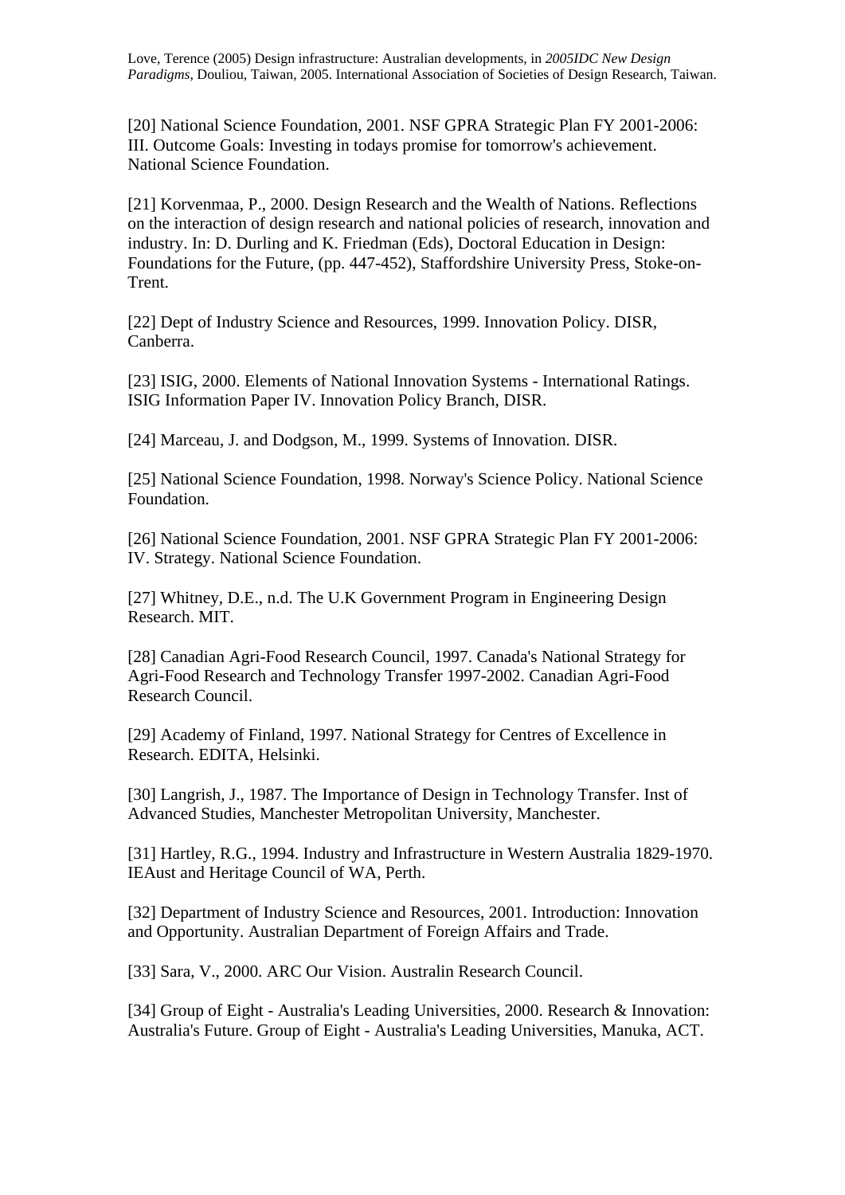[20] National Science Foundation, 2001. NSF GPRA Strategic Plan FY 2001-2006: III. Outcome Goals: Investing in todays promise for tomorrow's achievement. National Science Foundation.

[21] Korvenmaa, P., 2000. Design Research and the Wealth of Nations. Reflections on the interaction of design research and national policies of research, innovation and industry. In: D. Durling and K. Friedman (Eds), Doctoral Education in Design: Foundations for the Future, (pp. 447-452), Staffordshire University Press, Stoke-on-Trent.

[22] Dept of Industry Science and Resources, 1999. Innovation Policy. DISR, Canberra.

[23] ISIG, 2000. Elements of National Innovation Systems - International Ratings. ISIG Information Paper IV. Innovation Policy Branch, DISR.

[24] Marceau, J. and Dodgson, M., 1999. Systems of Innovation. DISR.

[25] National Science Foundation, 1998. Norway's Science Policy. National Science Foundation.

[26] National Science Foundation, 2001. NSF GPRA Strategic Plan FY 2001-2006: IV. Strategy. National Science Foundation.

[27] Whitney, D.E., n.d. The U.K Government Program in Engineering Design Research. MIT.

[28] Canadian Agri-Food Research Council, 1997. Canada's National Strategy for Agri-Food Research and Technology Transfer 1997-2002. Canadian Agri-Food Research Council.

[29] Academy of Finland, 1997. National Strategy for Centres of Excellence in Research. EDITA, Helsinki.

[30] Langrish, J., 1987. The Importance of Design in Technology Transfer. Inst of Advanced Studies, Manchester Metropolitan University, Manchester.

[31] Hartley, R.G., 1994. Industry and Infrastructure in Western Australia 1829-1970. IEAust and Heritage Council of WA, Perth.

[32] Department of Industry Science and Resources, 2001. Introduction: Innovation and Opportunity. Australian Department of Foreign Affairs and Trade.

[33] Sara, V., 2000. ARC Our Vision. Australin Research Council.

[34] Group of Eight - Australia's Leading Universities, 2000. Research & Innovation: Australia's Future. Group of Eight - Australia's Leading Universities, Manuka, ACT.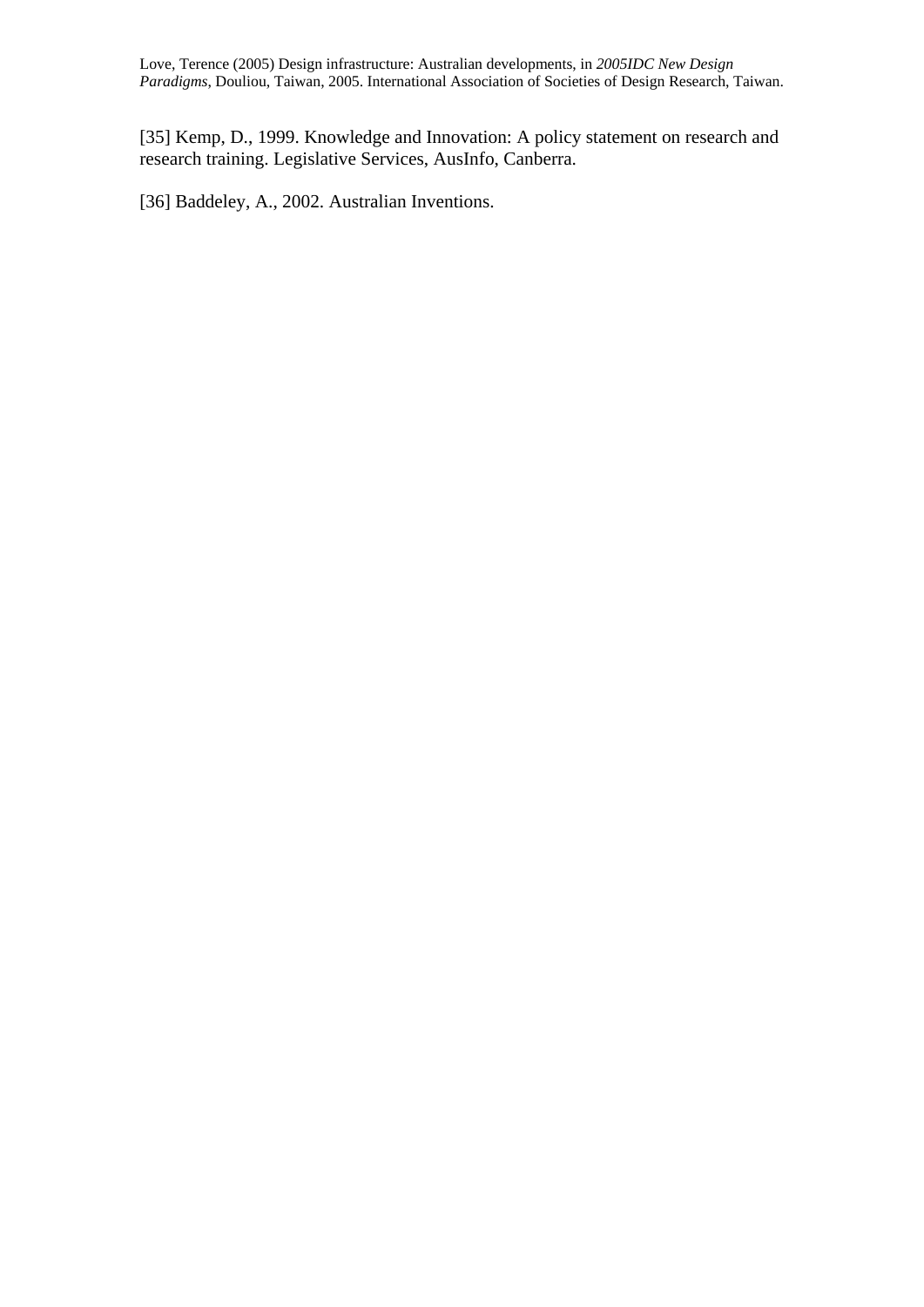[35] Kemp, D., 1999. Knowledge and Innovation: A policy statement on research and research training. Legislative Services, AusInfo, Canberra.

[36] Baddeley, A., 2002. Australian Inventions.